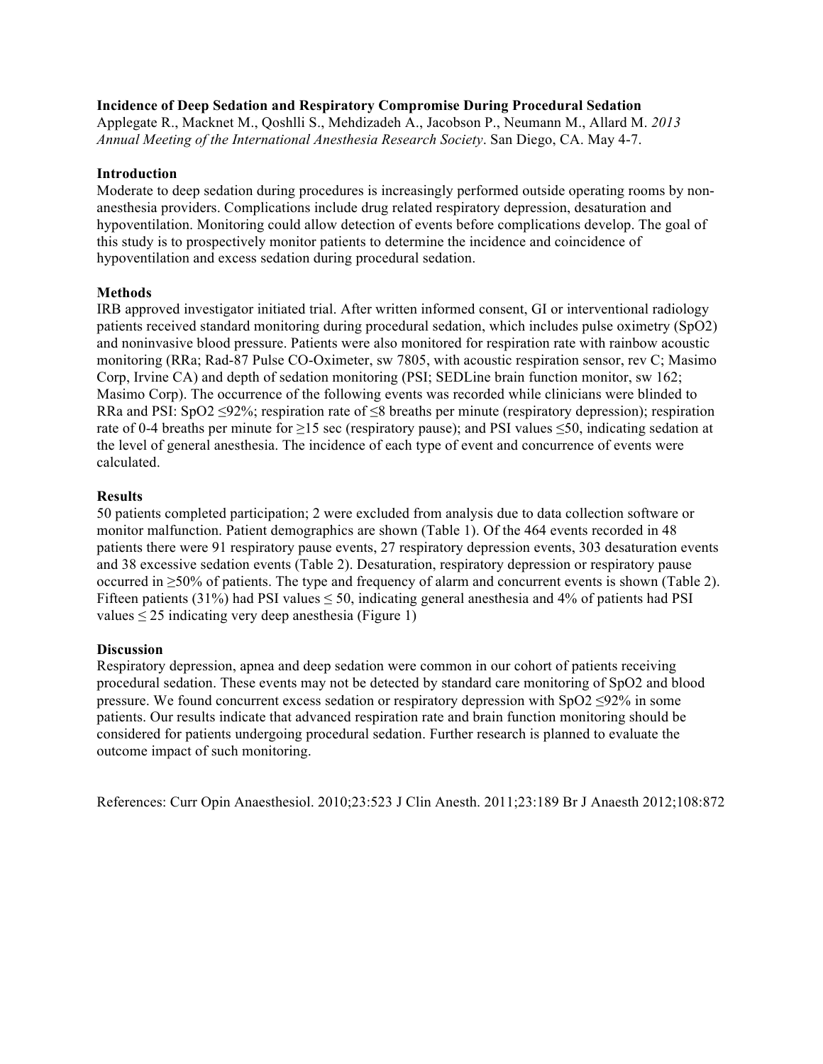**Incidence of Deep Sedation and Respiratory Compromise During Procedural Sedation**
Applegate R., Macknet M., Qoshlli S., Mehdizadeh A., Jacobson P., Neumann M., Allard M. *2013 Annual Meeting of the International Anesthesia Research Society*. San Diego, CA. May 4-7.

**Introduction**
Moderate to deep sedation during procedures is increasingly performed outside operating rooms by non-anesthesia providers. Complications include drug related respiratory depression, desaturation and hypoventilation. Monitoring could allow detection of events before complications develop. The goal of this study is to prospectively monitor patients to determine the incidence and coincidence of hypoventilation and excess sedation during procedural sedation.

**Methods**
IRB approved investigator initiated trial. After written informed consent, GI or interventional radiology patients received standard monitoring during procedural sedation, which includes pulse oximetry ($SpO_2$) and noninvasive blood pressure. Patients were also monitored for respiration rate with rainbow acoustic monitoring (RRa; Rad-87 Pulse CO-Oximeter, sw 7805, with acoustic respiration sensor, rev C; Masimo Corp, Irvine CA) and depth of sedation monitoring (PSI; SEDLine brain function monitor, sw 162; Masimo Corp). The occurrence of the following events was recorded while clinicians were blinded to RRa and PSI: $SpO_2 \leq 92\%$; respiration rate of ≤8 breaths per minute (respiratory depression); respiration rate of 0-4 breaths per minute for ≥15 sec (respiratory pause); and PSI values ≤50, indicating sedation at the level of general anesthesia. The incidence of each type of event and concurrence of events were calculated.

**Results**
50 patients completed participation; 2 were excluded from analysis due to data collection software or monitor malfunction. Patient demographics are shown (Table 1). Of the 464 events recorded in 48 patients there were 91 respiratory pause events, 27 respiratory depression events, 303 desaturation events and 38 excessive sedation events (Table 2). Desaturation, respiratory depression or respiratory pause occurred in ≥50% of patients. The type and frequency of alarm and concurrent events is shown (Table 2). Fifteen patients (31%) had PSI values ≤ 50, indicating general anesthesia and 4% of patients had PSI values ≤ 25 indicating very deep anesthesia (Figure 1)

**Discussion**
Respiratory depression, apnea and deep sedation were common in our cohort of patients receiving procedural sedation. These events may not be detected by standard care monitoring of $SpO_2$ and blood pressure. We found concurrent excess sedation or respiratory depression with $SpO_2 \leq 92\%$ in some patients. Our results indicate that advanced respiration rate and brain function monitoring should be considered for patients undergoing procedural sedation. Further research is planned to evaluate the outcome impact of such monitoring.

References: Curr Opin Anaesthesiol. 2010;23:523 J Clin Anesth. 2011;23:189 Br J Anaesth 2012;108:872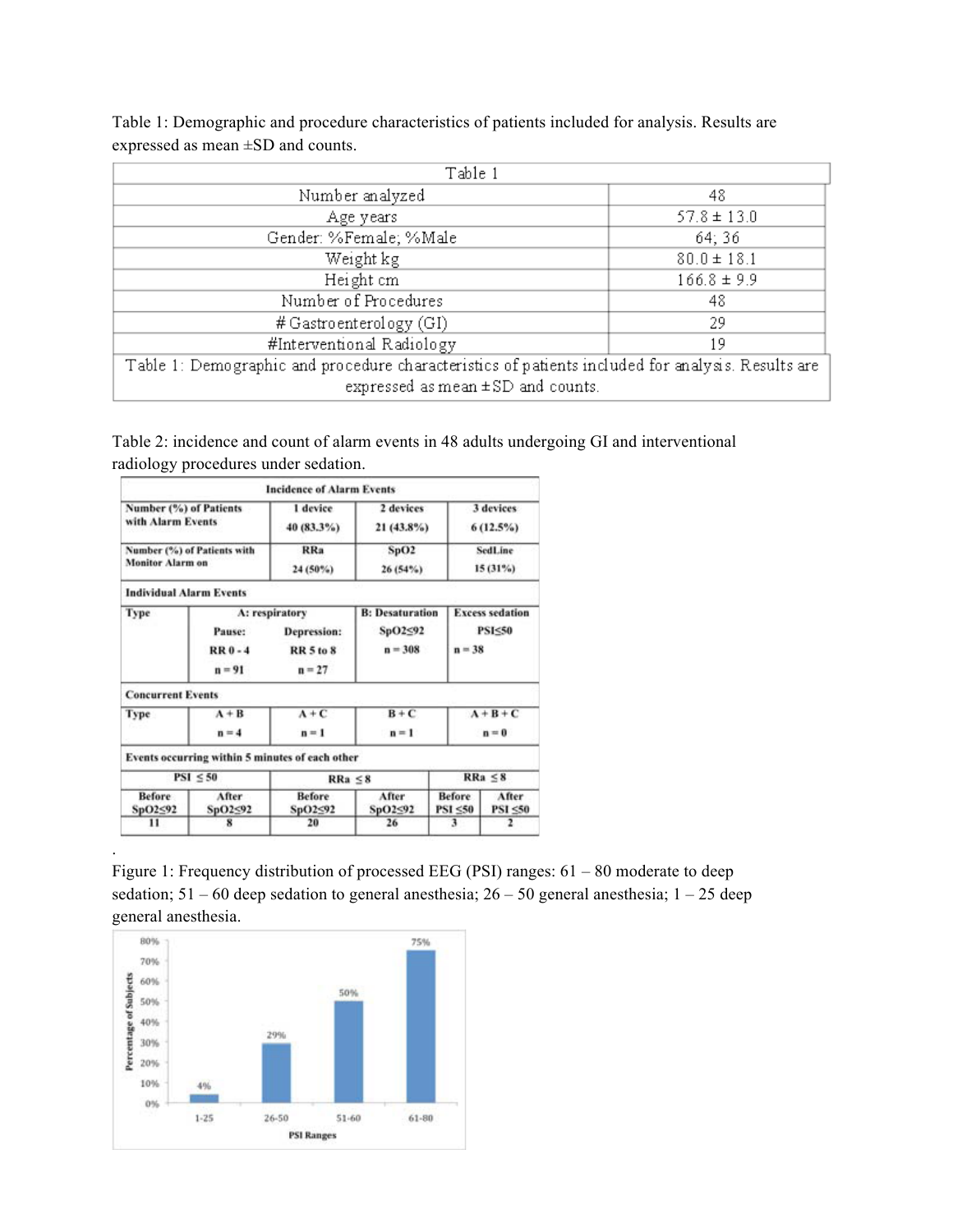Table 1: Demographic and procedure characteristics of patients included for analysis. Results are expressed as mean ±SD and counts.

| Table 1 | |
|---|---|
| Number analyzed | 48 |
| Age years | 57.8 ± 13.0 |
| Gender: %Female; %Male | 64; 36 |
| Weight kg | 80.0 ± 18.1 |
| Height cm | 166.8 ± 9.9 |
| Number of Procedures | 48 |
| # Gastroenterology (GI) | 29 |
| #Interventional Radiology | 19 |
| Table 1: Demographic and procedure characteristics of patients included for analysis. Results are expressed as mean ±SD and counts. | |

Table 2: incidence and count of alarm events in 48 adults undergoing GI and interventional radiology procedures under sedation.

| Incidence of Alarm Events | | | | | |
|---|---|---|---|---|---|
| Number (%) of Patients with Alarm Events | 1 device 40 (83.3%) | | 2 devices 21 (43.8%) | 3 devices 6 (12.5%) | |
| Number (%) of Patients with Monitor Alarm on | RRa 24 (50%) | | SpO2 26 (54%) | SedLine 15 (31%) | |
| **Individual Alarm Events** | | | | | |
| Type | A: respiratory Pause: RR 0 - 4 n = 91 | A: respiratory Depression: RR 5 to 8 n = 27 | B: Desaturation SpO2≤92 n = 308 | Excess sedation PSI≤50 n = 38 | |
| **Concurrent Events** | | | | | |
| Type | A + B n = 4 | A + C n = 1 | B + C n = 1 | A + B + C n = 0 | |
| **Events occurring within 5 minutes of each other** | | | | | |
| PSI ≤ 50 | | RRa ≤ 8 | | RRa ≤ 8 | |
| Before SpO2≤92 | After SpO2≤92 | Before SpO2≤92 | After SpO2≤92 | Before PSI ≤50 | After PSI ≤50 |
| 11 | 8 | 20 | 26 | 3 | 2 |

.

Figure 1: Frequency distribution of processed EEG (PSI) ranges: 61 – 80 moderate to deep sedation; 51 – 60 deep sedation to general anesthesia; 26 – 50 general anesthesia; 1 – 25 deep general anesthesia.

Percentage of Subjects

0%
10%
20%
30%
40%
50%
60%
70%
80%

4%
29%
50%
75%

1-25
26-50
51-60
61-80

PSI Ranges